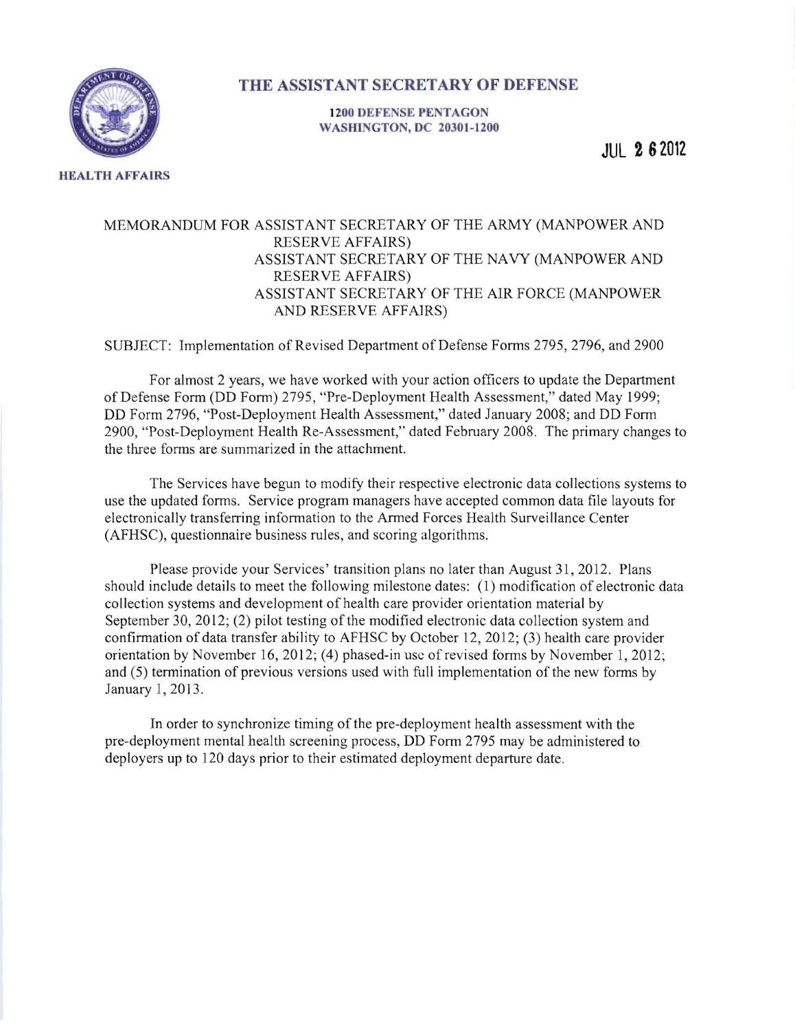# THE ASSISTANT SECRETARY OF DEFENSE

**1200 DEFENSE PENTAGON**
**WASHINGTON, DC 20301-1200**

**HEALTH AFFAIRS**

JUL 26 2012

MEMORANDUM FOR ASSISTANT SECRETARY OF THE ARMY (MANPOWER AND RESERVE AFFAIRS)
ASSISTANT SECRETARY OF THE NAVY (MANPOWER AND RESERVE AFFAIRS)
ASSISTANT SECRETARY OF THE AIR FORCE (MANPOWER AND RESERVE AFFAIRS)

SUBJECT: Implementation of Revised Department of Defense Forms 2795, 2796, and 2900

For almost 2 years, we have worked with your action officers to update the Department of Defense Form (DD Form) 2795, "Pre-Deployment Health Assessment," dated May 1999; DD Form 2796, "Post-Deployment Health Assessment," dated January 2008; and DD Form 2900, "Post-Deployment Health Re-Assessment," dated February 2008. The primary changes to the three forms are summarized in the attachment.

The Services have begun to modify their respective electronic data collections systems to use the updated forms. Service program managers have accepted common data file layouts for electronically transferring information to the Armed Forces Health Surveillance Center (AFHSC), questionnaire business rules, and scoring algorithms.

Please provide your Services' transition plans no later than August 31, 2012. Plans should include details to meet the following milestone dates: (1) modification of electronic data collection systems and development of health care provider orientation material by September 30, 2012; (2) pilot testing of the modified electronic data collection system and confirmation of data transfer ability to AFHSC by October 12, 2012; (3) health care provider orientation by November 16, 2012; (4) phased-in use of revised forms by November 1, 2012; and (5) termination of previous versions used with full implementation of the new forms by January 1, 2013.

In order to synchronize timing of the pre-deployment health assessment with the pre-deployment mental health screening process, DD Form 2795 may be administered to deployers up to 120 days prior to their estimated deployment departure date.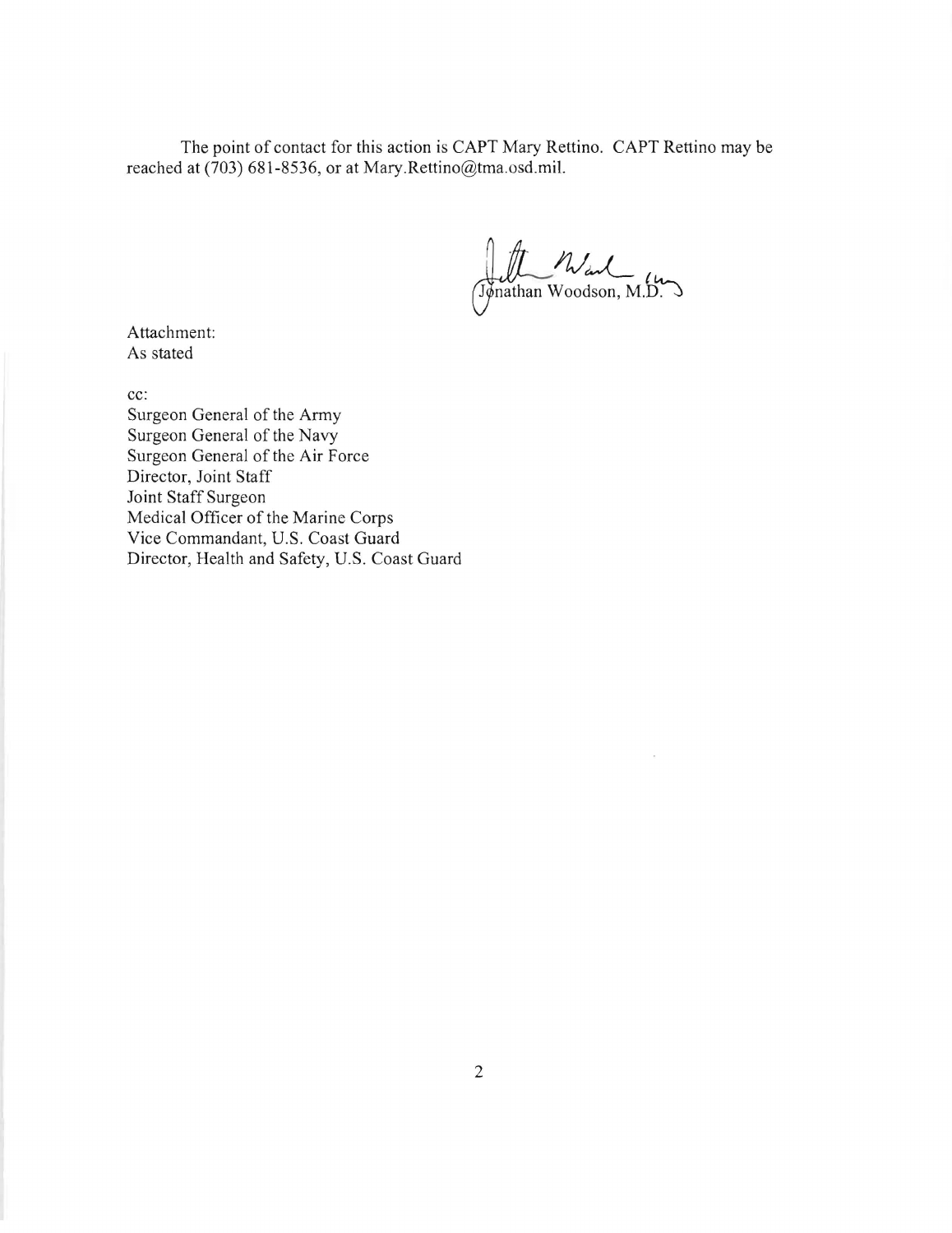The point of contact for this action is CAPT Mary Rettino. CAPT Rettino may be reached at (703) 681-8536, or at Mary.Rettino@tma.osd.mil.

Jonathan Woodson, M.D.

Attachment:
As stated

cc:
Surgeon General of the Army
Surgeon General of the Navy
Surgeon General of the Air Force
Director, Joint Staff
Joint Staff Surgeon
Medical Officer of the Marine Corps
Vice Commandant, U.S. Coast Guard
Director, Health and Safety, U.S. Coast Guard